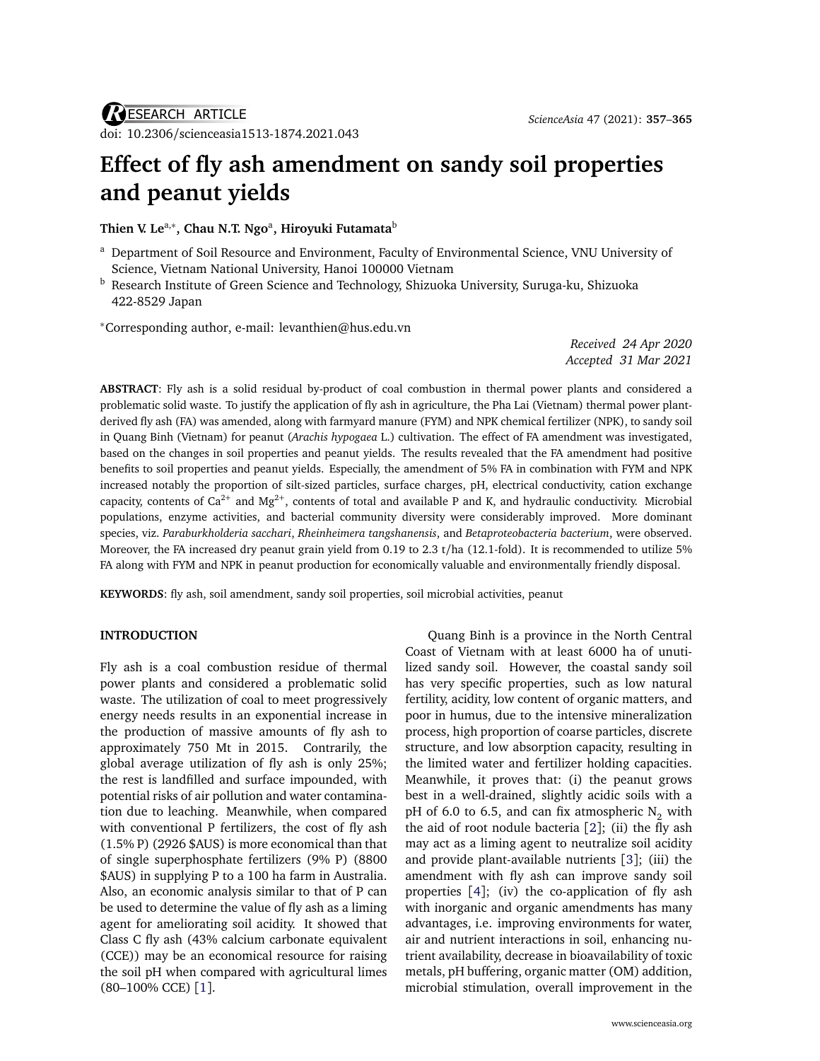RESEARCH ARTICLE

doi: 10.2306/scienceasia1513-1874.2021.043

# Effect of fly ash amendment on sandy soil properties and peanut yields

**Thien V. Le**[a,*], **Chau N.T. Ngo**[a], **Hiroyuki Futamata**[b]

[a] Department of Soil Resource and Environment, Faculty of Environmental Science, VNU University of Science, Vietnam National University, Hanoi 100000 Vietnam

[b] Research Institute of Green Science and Technology, Shizuoka University, Suruga-ku, Shizuoka 422-8529 Japan

*Corresponding author, e-mail: levanthien@hus.edu.vn

*Received 24 Apr 2020*
*Accepted 31 Mar 2021*

**ABSTRACT**: Fly ash is a solid residual by-product of coal combustion in thermal power plants and considered a problematic solid waste. To justify the application of fly ash in agriculture, the Pha Lai (Vietnam) thermal power plant-derived fly ash (FA) was amended, along with farmyard manure (FYM) and NPK chemical fertilizer (NPK), to sandy soil in Quang Binh (Vietnam) for peanut (*Arachis hypogaea* L.) cultivation. The effect of FA amendment was investigated, based on the changes in soil properties and peanut yields. The results revealed that the FA amendment had positive benefits to soil properties and peanut yields. Especially, the amendment of 5% FA in combination with FYM and NPK increased notably the proportion of silt-sized particles, surface charges, pH, electrical conductivity, cation exchange capacity, contents of $Ca^{2+}$ and $Mg^{2+}$, contents of total and available P and K, and hydraulic conductivity. Microbial populations, enzyme activities, and bacterial community diversity were considerably improved. More dominant species, viz. *Paraburkholderia sacchari*, *Rheinheimera tangshanensis*, and *Betaproteobacteria bacterium*, were observed. Moreover, the FA increased dry peanut grain yield from 0.19 to 2.3 t/ha (12.1-fold). It is recommended to utilize 5% FA along with FYM and NPK in peanut production for economically valuable and environmentally friendly disposal.

**KEYWORDS**: fly ash, soil amendment, sandy soil properties, soil microbial activities, peanut

## INTRODUCTION

Fly ash is a coal combustion residue of thermal power plants and considered a problematic solid waste. The utilization of coal to meet progressively energy needs results in an exponential increase in the production of massive amounts of fly ash to approximately 750 Mt in 2015. Contrarily, the global average utilization of fly ash is only 25%; the rest is landfilled and surface impounded, with potential risks of air pollution and water contamination due to leaching. Meanwhile, when compared with conventional P fertilizers, the cost of fly ash (1.5% P) (2926 $AUS) is more economical than that of single superphosphate fertilizers (9% P) (8800 $AUS) in supplying P to a 100 ha farm in Australia. Also, an economic analysis similar to that of P can be used to determine the value of fly ash as a liming agent for ameliorating soil acidity. It showed that Class C fly ash (43% calcium carbonate equivalent (CCE)) may be an economical resource for raising the soil pH when compared with agricultural limes (80–100% CCE) [1].

Quang Binh is a province in the North Central Coast of Vietnam with at least 6000 ha of unutilized sandy soil. However, the coastal sandy soil has very specific properties, such as low natural fertility, acidity, low content of organic matters, and poor in humus, due to the intensive mineralization process, high proportion of coarse particles, discrete structure, and low absorption capacity, resulting in the limited water and fertilizer holding capacities. Meanwhile, it proves that: (i) the peanut grows best in a well-drained, slightly acidic soils with a pH of 6.0 to 6.5, and can fix atmospheric $N_2$ with the aid of root nodule bacteria [2]; (ii) the fly ash may act as a liming agent to neutralize soil acidity and provide plant-available nutrients [3]; (iii) the amendment with fly ash can improve sandy soil properties [4]; (iv) the co-application of fly ash with inorganic and organic amendments has many advantages, i.e. improving environments for water, air and nutrient interactions in soil, enhancing nutrient availability, decrease in bioavailability of toxic metals, pH buffering, organic matter (OM) addition, microbial stimulation, overall improvement in the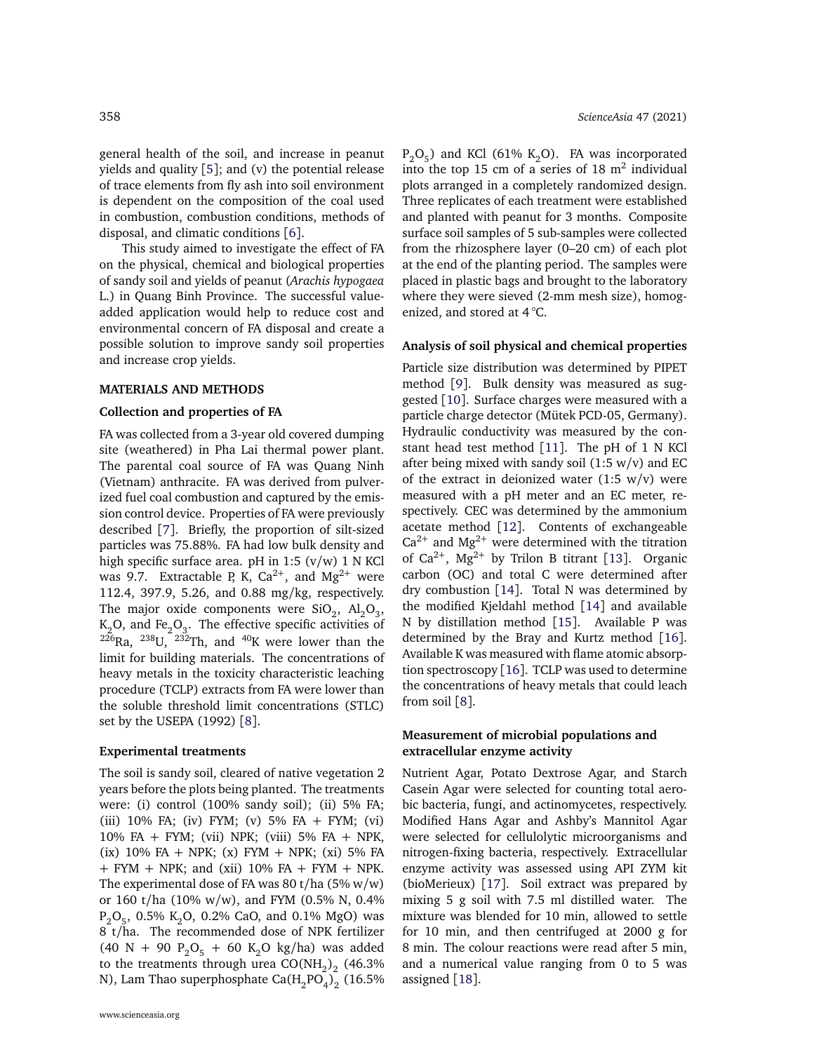general health of the soil, and increase in peanut yields and quality [5]; and (v) the potential release of trace elements from fly ash into soil environment is dependent on the composition of the coal used in combustion, combustion conditions, methods of disposal, and climatic conditions [6].

This study aimed to investigate the effect of FA on the physical, chemical and biological properties of sandy soil and yields of peanut (*Arachis hypogaea* L.) in Quang Binh Province. The successful value-added application would help to reduce cost and environmental concern of FA disposal and create a possible solution to improve sandy soil properties and increase crop yields.

## MATERIALS AND METHODS

### Collection and properties of FA

FA was collected from a 3-year old covered dumping site (weathered) in Pha Lai thermal power plant. The parental coal source of FA was Quang Ninh (Vietnam) anthracite. FA was derived from pulverized fuel coal combustion and captured by the emission control device. Properties of FA were previously described [7]. Briefly, the proportion of silt-sized particles was 75.88%. FA had low bulk density and high specific surface area. pH in 1:5 (v/w) 1 N KCl was 9.7. Extractable P, K, $Ca^{2+}$, and $Mg^{2+}$ were 112.4, 397.9, 5.26, and 0.88 mg/kg, respectively. The major oxide components were $SiO_2$, $Al_2O_3$, $K_2O$, and $Fe_2O_3$. The effective specific activities of $^{226}$Ra, $^{238}$U, $^{232}$Th, and $^{40}$K were lower than the limit for building materials. The concentrations of heavy metals in the toxicity characteristic leaching procedure (TCLP) extracts from FA were lower than the soluble threshold limit concentrations (STLC) set by the USEPA (1992) [8].

### Experimental treatments

The soil is sandy soil, cleared of native vegetation 2 years before the plots being planted. The treatments were: (i) control (100% sandy soil); (ii) 5% FA; (iii) 10% FA; (iv) FYM; (v) 5% FA + FYM; (vi) 10% FA + FYM; (vii) NPK; (viii) 5% FA + NPK, (ix) 10% FA + NPK; (x) FYM + NPK; (xi) 5% FA + FYM + NPK; and (xii) 10% FA + FYM + NPK. The experimental dose of FA was 80 t/ha (5% w/w) or 160 t/ha (10% w/w), and FYM (0.5% N, 0.4% $P_2O_5$, 0.5% $K_2O$, 0.2% CaO, and 0.1% MgO) was 8 t/ha. The recommended dose of NPK fertilizer (40 N + 90 $P_2O_5$ + 60 $K_2O$ kg/ha) was added to the treatments through urea $CO(NH_2)_2$ (46.3% N), Lam Thao superphosphate $Ca(H_2PO_4)_2$ (16.5% $P_2O_5$) and KCl (61% $K_2O$). FA was incorporated into the top 15 cm of a series of 18 $m^2$ individual plots arranged in a completely randomized design. Three replicates of each treatment were established and planted with peanut for 3 months. Composite surface soil samples of 5 sub-samples were collected from the rhizosphere layer (0–20 cm) of each plot at the end of the planting period. The samples were placed in plastic bags and brought to the laboratory where they were sieved (2-mm mesh size), homogenized, and stored at 4 °C.

### Analysis of soil physical and chemical properties

Particle size distribution was determined by PIPET method [9]. Bulk density was measured as suggested [10]. Surface charges were measured with a particle charge detector (Mütek PCD-05, Germany). Hydraulic conductivity was measured by the constant head test method [11]. The pH of 1 N KCl after being mixed with sandy soil (1:5 w/v) and EC of the extract in deionized water (1:5 w/v) were measured with a pH meter and an EC meter, respectively. CEC was determined by the ammonium acetate method [12]. Contents of exchangeable $Ca^{2+}$ and $Mg^{2+}$ were determined with the titration of $Ca^{2+}$, $Mg^{2+}$ by Trilon B titrant [13]. Organic carbon (OC) and total C were determined after dry combustion [14]. Total N was determined by the modified Kjeldahl method [14] and available N by distillation method [15]. Available P was determined by the Bray and Kurtz method [16]. Available K was measured with flame atomic absorption spectroscopy [16]. TCLP was used to determine the concentrations of heavy metals that could leach from soil [8].

### Measurement of microbial populations and extracellular enzyme activity

Nutrient Agar, Potato Dextrose Agar, and Starch Casein Agar were selected for counting total aerobic bacteria, fungi, and actinomycetes, respectively. Modified Hans Agar and Ashby's Mannitol Agar were selected for cellulolytic microorganisms and nitrogen-fixing bacteria, respectively. Extracellular enzyme activity was assessed using API ZYM kit (bioMerieux) [17]. Soil extract was prepared by mixing 5 g soil with 7.5 ml distilled water. The mixture was blended for 10 min, allowed to settle for 10 min, and then centrifuged at 2000 g for 8 min. The colour reactions were read after 5 min, and a numerical value ranging from 0 to 5 was assigned [18].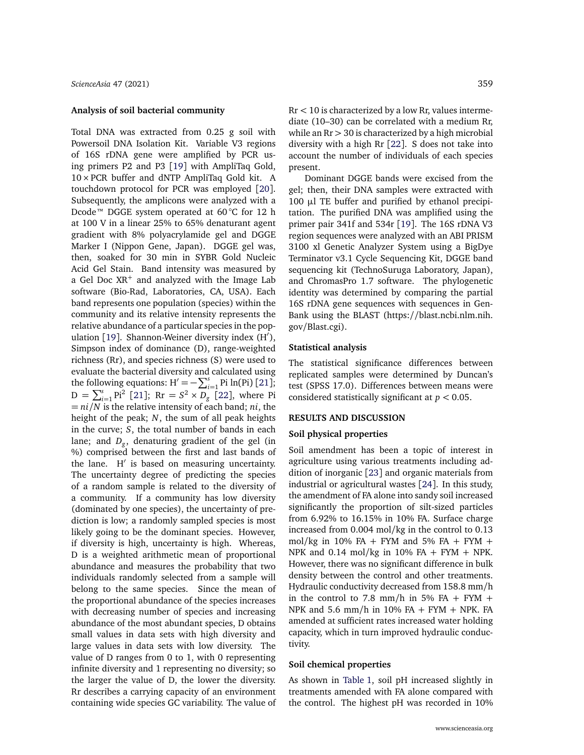### Analysis of soil bacterial community

Total DNA was extracted from 0.25 g soil with Powersoil DNA Isolation Kit. Variable V3 regions of 16S rDNA gene were amplified by PCR using primers P2 and P3 [19] with AmpliTaq Gold, $10\times$PCR buffer and dNTP AmpliTaq Gold kit. A touchdown protocol for PCR was employed [20]. Subsequently, the amplicons were analyzed with a Dcode™ DGGE system operated at 60 °C for 12 h at 100 V in a linear 25% to 65% denaturant agent gradient with 8% polyacrylamide gel and DGGE Marker I (Nippon Gene, Japan). DGGE gel was, then, soaked for 30 min in SYBR Gold Nucleic Acid Gel Stain. Band intensity was measured by a Gel Doc XR$^+$ and analyzed with the Image Lab software (Bio-Rad, Laboratories, CA, USA). Each band represents one population (species) within the community and its relative intensity represents the relative abundance of a particular species in the population [19]. Shannon-Weiner diversity index (H′), Simpson index of dominance (D), range-weighted richness (Rr), and species richness (S) were used to evaluate the bacterial diversity and calculated using the following equations: $H' = -\sum_{i=1}^{s} Pi \ln(Pi)$ [21]; $D = \sum_{i=1}^{s} Pi^2$ [21]; $Rr = S^2 \times D_g$ [22], where $Pi = ni/N$ is the relative intensity of each band; $ni$, the height of the peak; $N$, the sum of all peak heights in the curve; $S$, the total number of bands in each lane; and $D_g$, denaturing gradient of the gel (in %) comprised between the first and last bands of the lane. H′ is based on measuring uncertainty. The uncertainty degree of predicting the species of a random sample is related to the diversity of a community. If a community has low diversity (dominated by one species), the uncertainty of prediction is low; a randomly sampled species is most likely going to be the dominant species. However, if diversity is high, uncertainty is high. Whereas, D is a weighted arithmetic mean of proportional abundance and measures the probability that two individuals randomly selected from a sample will belong to the same species. Since the mean of the proportional abundance of the species increases with decreasing number of species and increasing abundance of the most abundant species, D obtains small values in data sets with high diversity and large values in data sets with low diversity. The value of D ranges from 0 to 1, with 0 representing infinite diversity and 1 representing no diversity; so the larger the value of D, the lower the diversity. Rr describes a carrying capacity of an environment containing wide species GC variability. The value of $Rr < 10$ is characterized by a low Rr, values intermediate (10–30) can be correlated with a medium Rr, while an $Rr > 30$ is characterized by a high microbial diversity with a high Rr [22]. S does not take into account the number of individuals of each species present.

Dominant DGGE bands were excised from the gel; then, their DNA samples were extracted with 100 μl TE buffer and purified by ethanol precipitation. The purified DNA was amplified using the primer pair 341f and 534r [19]. The 16S rDNA V3 region sequences were analyzed with an ABI PRISM 3100 xl Genetic Analyzer System using a BigDye Terminator v3.1 Cycle Sequencing Kit, DGGE band sequencing kit (TechnoSuruga Laboratory, Japan), and ChromasPro 1.7 software. The phylogenetic identity was determined by comparing the partial 16S rDNA gene sequences with sequences in GenBank using the BLAST (https://blast.ncbi.nlm.nih.gov/Blast.cgi).

### Statistical analysis

The statistical significance differences between replicated samples were determined by Duncan's test (SPSS 17.0). Differences between means were considered statistically significant at $p < 0.05$.

## RESULTS AND DISCUSSION

### Soil physical properties

Soil amendment has been a topic of interest in agriculture using various treatments including addition of inorganic [23] and organic materials from industrial or agricultural wastes [24]. In this study, the amendment of FA alone into sandy soil increased significantly the proportion of silt-sized particles from 6.92% to 16.15% in 10% FA. Surface charge increased from 0.004 mol/kg in the control to 0.13 mol/kg in 10% FA + FYM and 5% FA + FYM + NPK and 0.14 mol/kg in 10% FA + FYM + NPK. However, there was no significant difference in bulk density between the control and other treatments. Hydraulic conductivity decreased from 158.8 mm/h in the control to 7.8 mm/h in 5% FA + FYM + NPK and 5.6 mm/h in 10% FA + FYM + NPK. FA amended at sufficient rates increased water holding capacity, which in turn improved hydraulic conductivity.

### Soil chemical properties

As shown in Table 1, soil pH increased slightly in treatments amended with FA alone compared with the control. The highest pH was recorded in 10%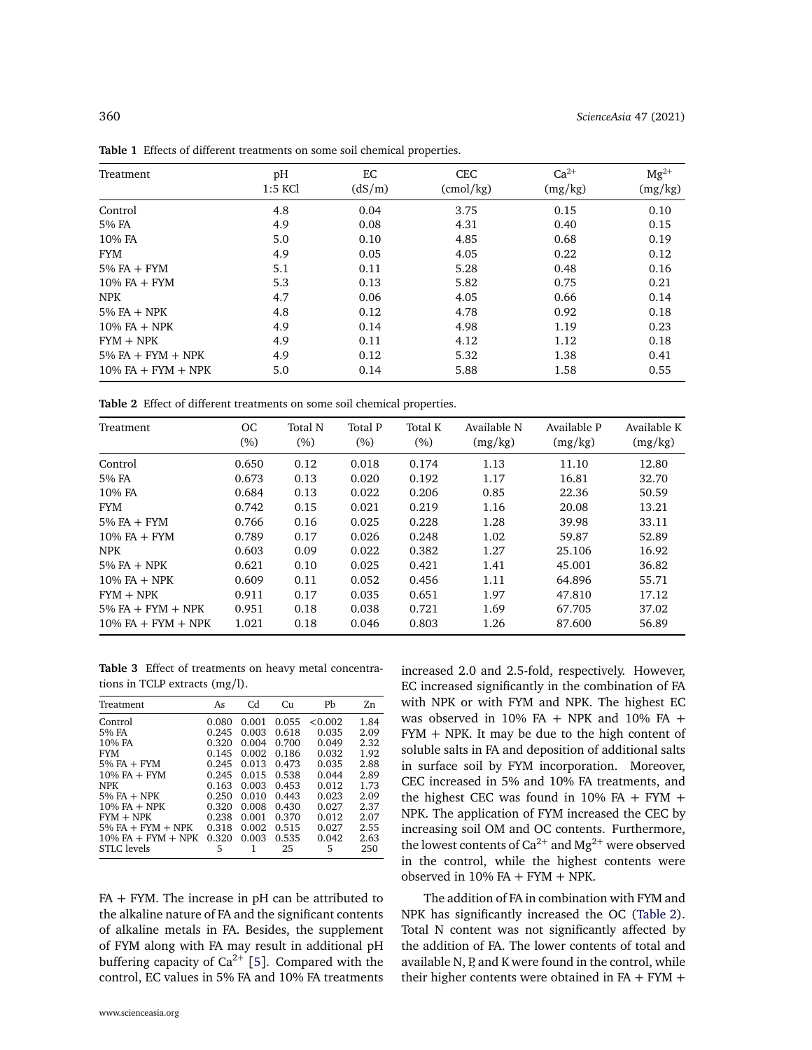**Table 1** Effects of different treatments on some soil chemical properties.

| Treatment | pH 1:5 KCl | EC (dS/m) | CEC (cmol/kg) | $Ca^{2+}$ (mg/kg) | $Mg^{2+}$ (mg/kg) |
|---|---|---|---|---|---|
| Control | 4.8 | 0.04 | 3.75 | 0.15 | 0.10 |
| 5% FA | 4.9 | 0.08 | 4.31 | 0.40 | 0.15 |
| 10% FA | 5.0 | 0.10 | 4.85 | 0.68 | 0.19 |
| FYM | 4.9 | 0.05 | 4.05 | 0.22 | 0.12 |
| 5% FA + FYM | 5.1 | 0.11 | 5.28 | 0.48 | 0.16 |
| 10% FA + FYM | 5.3 | 0.13 | 5.82 | 0.75 | 0.21 |
| NPK | 4.7 | 0.06 | 4.05 | 0.66 | 0.14 |
| 5% FA + NPK | 4.8 | 0.12 | 4.78 | 0.92 | 0.18 |
| 10% FA + NPK | 4.9 | 0.14 | 4.98 | 1.19 | 0.23 |
| FYM + NPK | 4.9 | 0.11 | 4.12 | 1.12 | 0.18 |
| 5% FA + FYM + NPK | 4.9 | 0.12 | 5.32 | 1.38 | 0.41 |
| 10% FA + FYM + NPK | 5.0 | 0.14 | 5.88 | 1.58 | 0.55 |

**Table 2** Effect of different treatments on some soil chemical properties.

| Treatment | OC (%) | Total N (%) | Total P (%) | Total K (%) | Available N (mg/kg) | Available P (mg/kg) | Available K (mg/kg) |
|---|---|---|---|---|---|---|---|
| Control | 0.650 | 0.12 | 0.018 | 0.174 | 1.13 | 11.10 | 12.80 |
| 5% FA | 0.673 | 0.13 | 0.020 | 0.192 | 1.17 | 16.81 | 32.70 |
| 10% FA | 0.684 | 0.13 | 0.022 | 0.206 | 0.85 | 22.36 | 50.59 |
| FYM | 0.742 | 0.15 | 0.021 | 0.219 | 1.16 | 20.08 | 13.21 |
| 5% FA + FYM | 0.766 | 0.16 | 0.025 | 0.228 | 1.28 | 39.98 | 33.11 |
| 10% FA + FYM | 0.789 | 0.17 | 0.026 | 0.248 | 1.02 | 59.87 | 52.89 |
| NPK | 0.603 | 0.09 | 0.022 | 0.382 | 1.27 | 25.106 | 16.92 |
| 5% FA + NPK | 0.621 | 0.10 | 0.025 | 0.421 | 1.41 | 45.001 | 36.82 |
| 10% FA + NPK | 0.609 | 0.11 | 0.052 | 0.456 | 1.11 | 64.896 | 55.71 |
| FYM + NPK | 0.911 | 0.17 | 0.035 | 0.651 | 1.97 | 47.810 | 17.12 |
| 5% FA + FYM + NPK | 0.951 | 0.18 | 0.038 | 0.721 | 1.69 | 67.705 | 37.02 |
| 10% FA + FYM + NPK | 1.021 | 0.18 | 0.046 | 0.803 | 1.26 | 87.600 | 56.89 |

**Table 3** Effect of treatments on heavy metal concentrations in TCLP extracts (mg/l).

| Treatment | As | Cd | Cu | Pb | Zn |
|---|---|---|---|---|---|
| Control | 0.080 | 0.001 | 0.055 | <0.002 | 1.84 |
| 5% FA | 0.245 | 0.003 | 0.618 | 0.035 | 2.09 |
| 10% FA | 0.320 | 0.004 | 0.700 | 0.049 | 2.32 |
| FYM | 0.145 | 0.002 | 0.186 | 0.032 | 1.92 |
| 5% FA + FYM | 0.245 | 0.013 | 0.473 | 0.035 | 2.88 |
| 10% FA + FYM | 0.245 | 0.015 | 0.538 | 0.044 | 2.89 |
| NPK | 0.163 | 0.003 | 0.453 | 0.012 | 1.73 |
| 5% FA + NPK | 0.250 | 0.010 | 0.443 | 0.023 | 2.09 |
| 10% FA + NPK | 0.320 | 0.008 | 0.430 | 0.027 | 2.37 |
| FYM + NPK | 0.238 | 0.001 | 0.370 | 0.012 | 2.07 |
| 5% FA + FYM + NPK | 0.318 | 0.002 | 0.515 | 0.027 | 2.55 |
| 10% FA + FYM + NPK | 0.320 | 0.003 | 0.535 | 0.042 | 2.63 |
| STLC levels | 5 | 1 | 25 | 5 | 250 |

FA + FYM. The increase in pH can be attributed to the alkaline nature of FA and the significant contents of alkaline metals in FA. Besides, the supplement of FYM along with FA may result in additional pH buffering capacity of $Ca^{2+}$ [5]. Compared with the control, EC values in 5% FA and 10% FA treatments increased 2.0 and 2.5-fold, respectively. However, EC increased significantly in the combination of FA with NPK or with FYM and NPK. The highest EC was observed in 10% FA + NPK and 10% FA + FYM + NPK. It may be due to the high content of soluble salts in FA and deposition of additional salts in surface soil by FYM incorporation. Moreover, CEC increased in 5% and 10% FA treatments, and the highest CEC was found in 10% FA + FYM + NPK. The application of FYM increased the CEC by increasing soil OM and OC contents. Furthermore, the lowest contents of $Ca^{2+}$ and $Mg^{2+}$ were observed in the control, while the highest contents were observed in 10% FA + FYM + NPK.

The addition of FA in combination with FYM and NPK has significantly increased the OC (Table 2). Total N content was not significantly affected by the addition of FA. The lower contents of total and available N, P, and K were found in the control, while their higher contents were obtained in FA + FYM +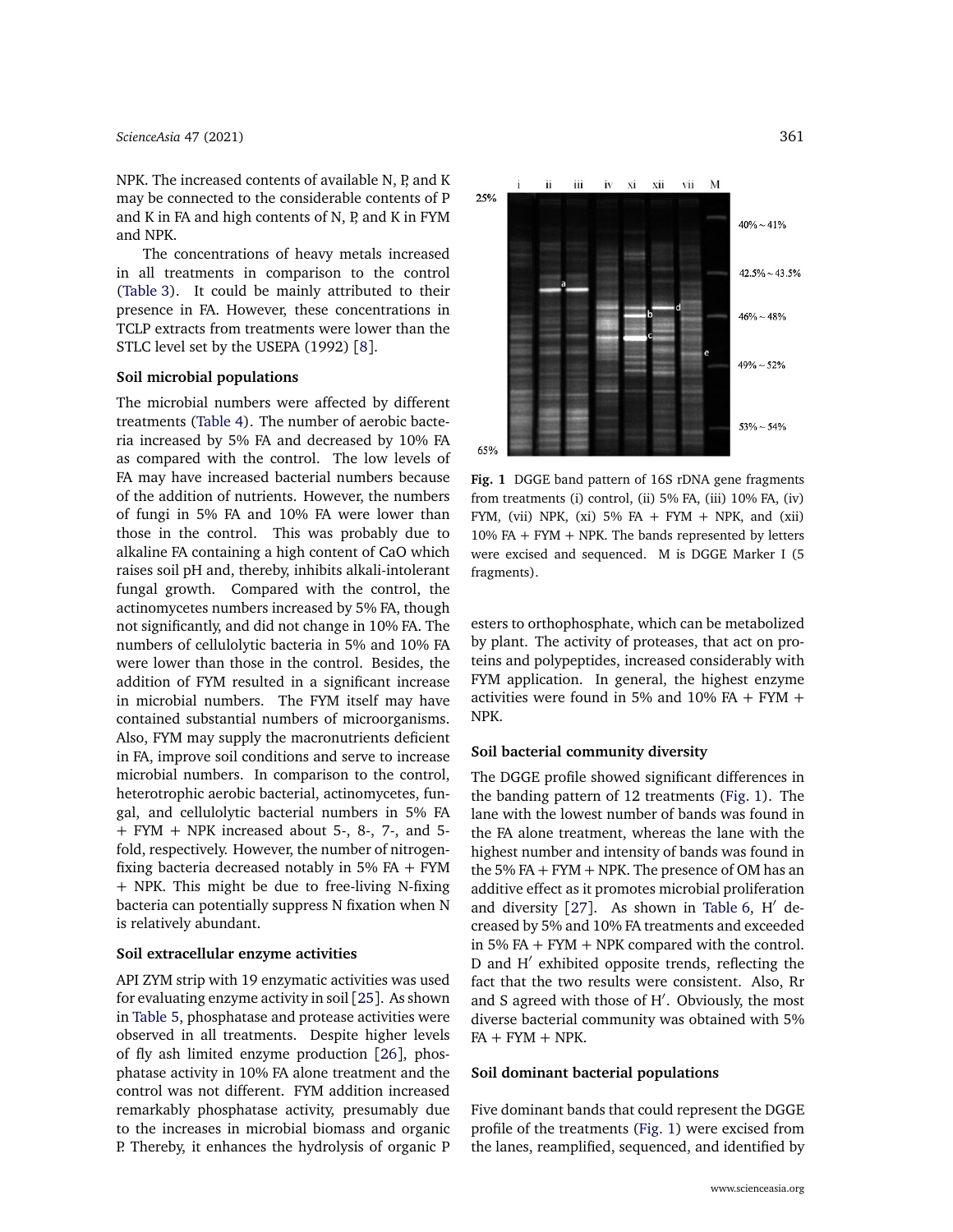NPK. The increased contents of available N, P, and K may be connected to the considerable contents of P and K in FA and high contents of N, P, and K in FYM and NPK.

The concentrations of heavy metals increased in all treatments in comparison to the control (Table 3). It could be mainly attributed to their presence in FA. However, these concentrations in TCLP extracts from treatments were lower than the STLC level set by the USEPA (1992) [8].

### Soil microbial populations

The microbial numbers were affected by different treatments (Table 4). The number of aerobic bacteria increased by 5% FA and decreased by 10% FA as compared with the control. The low levels of FA may have increased bacterial numbers because of the addition of nutrients. However, the numbers of fungi in 5% FA and 10% FA were lower than those in the control. This was probably due to alkaline FA containing a high content of CaO which raises soil pH and, thereby, inhibits alkali-intolerant fungal growth. Compared with the control, the actinomycetes numbers increased by 5% FA, though not significantly, and did not change in 10% FA. The numbers of cellulolytic bacteria in 5% and 10% FA were lower than those in the control. Besides, the addition of FYM resulted in a significant increase in microbial numbers. The FYM itself may have contained substantial numbers of microorganisms. Also, FYM may supply the macronutrients deficient in FA, improve soil conditions and serve to increase microbial numbers. In comparison to the control, heterotrophic aerobic bacterial, actinomycetes, fungal, and cellulolytic bacterial numbers in 5% FA + FYM + NPK increased about 5-, 8-, 7-, and 5-fold, respectively. However, the number of nitrogen-fixing bacteria decreased notably in 5% FA + FYM + NPK. This might be due to free-living N-fixing bacteria can potentially suppress N fixation when N is relatively abundant.

### Soil extracellular enzyme activities

API ZYM strip with 19 enzymatic activities was used for evaluating enzyme activity in soil [25]. As shown in Table 5, phosphatase and protease activities were observed in all treatments. Despite higher levels of fly ash limited enzyme production [26], phosphatase activity in 10% FA alone treatment and the control was not different. FYM addition increased remarkably phosphatase activity, presumably due to the increases in microbial biomass and organic P. Thereby, it enhances the hydrolysis of organic P esters to orthophosphate, which can be metabolized by plant. The activity of proteases, that act on proteins and polypeptides, increased considerably with FYM application. In general, the highest enzyme activities were found in 5% and 10% FA + FYM + NPK.

**Fig. 1** DGGE band pattern of 16S rDNA gene fragments from treatments (i) control, (ii) 5% FA, (iii) 10% FA, (iv) FYM, (vii) NPK, (xi) 5% FA + FYM + NPK, and (xii) 10% FA + FYM + NPK. The bands represented by letters were excised and sequenced. M is DGGE Marker I (5 fragments).

### Soil bacterial community diversity

The DGGE profile showed significant differences in the banding pattern of 12 treatments (Fig. 1). The lane with the lowest number of bands was found in the FA alone treatment, whereas the lane with the highest number and intensity of bands was found in the 5% FA + FYM + NPK. The presence of OM has an additive effect as it promotes microbial proliferation and diversity [27]. As shown in Table 6, H′ decreased by 5% and 10% FA treatments and exceeded in 5% FA + FYM + NPK compared with the control. D and H′ exhibited opposite trends, reflecting the fact that the two results were consistent. Also, Rr and S agreed with those of H′. Obviously, the most diverse bacterial community was obtained with 5% FA + FYM + NPK.

### Soil dominant bacterial populations

Five dominant bands that could represent the DGGE profile of the treatments (Fig. 1) were excised from the lanes, reamplified, sequenced, and identified by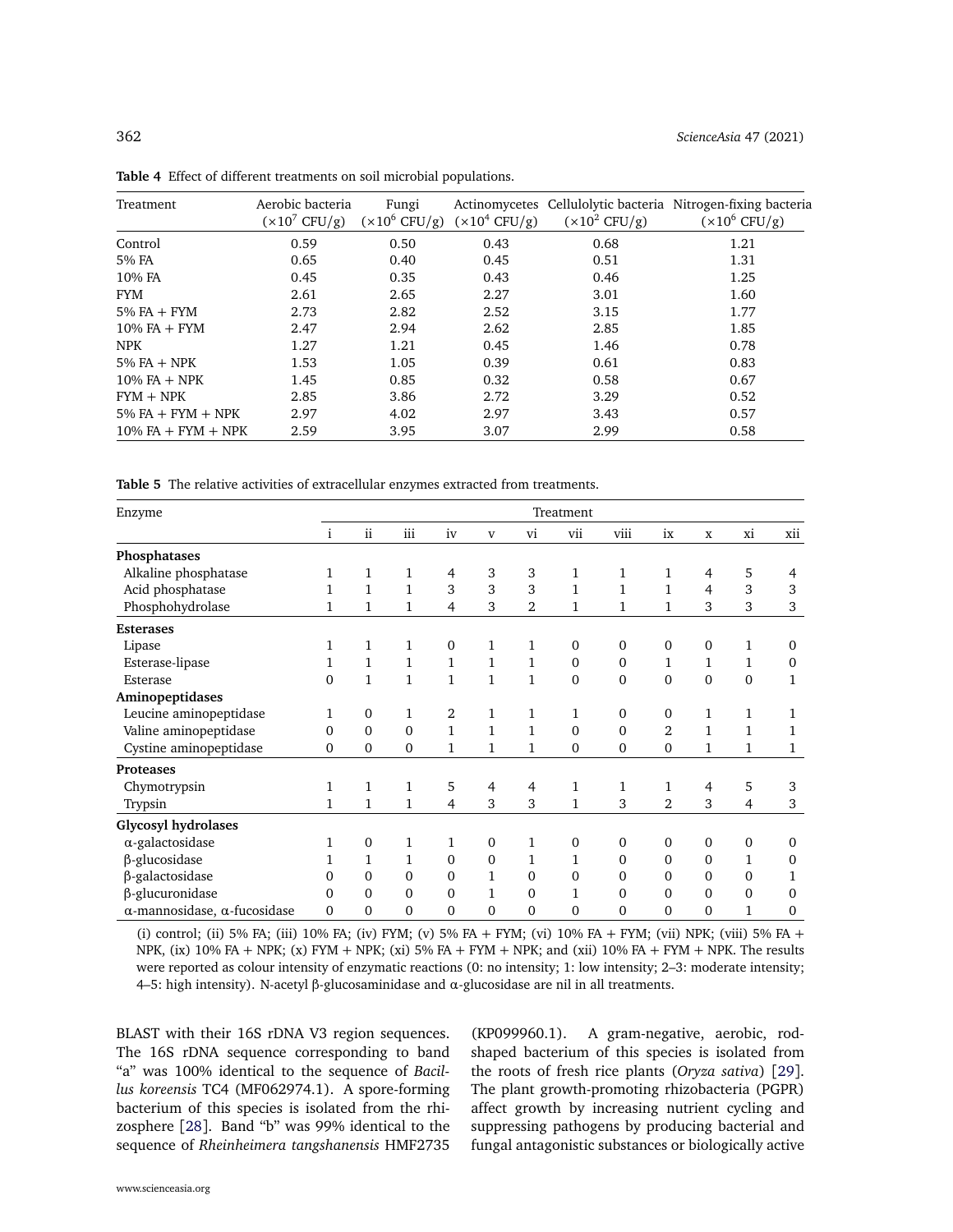**Table 4** Effect of different treatments on soil microbial populations.

| Treatment | Aerobic bacteria ($\times 10^7$ CFU/g) | Fungi ($\times 10^6$ CFU/g) | Actinomycetes ($\times 10^4$ CFU/g) | Cellulolytic bacteria ($\times 10^2$ CFU/g) | Nitrogen-fixing bacteria ($\times 10^6$ CFU/g) |
|---|---|---|---|---|---|
| Control | 0.59 | 0.50 | 0.43 | 0.68 | 1.21 |
| 5% FA | 0.65 | 0.40 | 0.45 | 0.51 | 1.31 |
| 10% FA | 0.45 | 0.35 | 0.43 | 0.46 | 1.25 |
| FYM | 2.61 | 2.65 | 2.27 | 3.01 | 1.60 |
| 5% FA + FYM | 2.73 | 2.82 | 2.52 | 3.15 | 1.77 |
| 10% FA + FYM | 2.47 | 2.94 | 2.62 | 2.85 | 1.85 |
| NPK | 1.27 | 1.21 | 0.45 | 1.46 | 0.78 |
| 5% FA + NPK | 1.53 | 1.05 | 0.39 | 0.61 | 0.83 |
| 10% FA + NPK | 1.45 | 0.85 | 0.32 | 0.58 | 0.67 |
| FYM + NPK | 2.85 | 3.86 | 2.72 | 3.29 | 0.52 |
| 5% FA + FYM + NPK | 2.97 | 4.02 | 2.97 | 3.43 | 0.57 |
| 10% FA + FYM + NPK | 2.59 | 3.95 | 3.07 | 2.99 | 0.58 |

**Table 5** The relative activities of extracellular enzymes extracted from treatments.

| Enzyme | Treatment | | | | | | | | | | | |
|---|---|---|---|---|---|---|---|---|---|---|---|---|
| | i | ii | iii | iv | v | vi | vii | viii | ix | x | xi | xii |
| **Phosphatases** | | | | | | | | | | | | |
| Alkaline phosphatase | 1 | 1 | 1 | 4 | 3 | 3 | 1 | 1 | 1 | 4 | 5 | 4 |
| Acid phosphatase | 1 | 1 | 1 | 3 | 3 | 3 | 1 | 1 | 1 | 4 | 3 | 3 |
| Phosphohydrolase | 1 | 1 | 1 | 4 | 3 | 2 | 1 | 1 | 1 | 3 | 3 | 3 |
| **Esterases** | | | | | | | | | | | | |
| Lipase | 1 | 1 | 1 | 0 | 1 | 1 | 0 | 0 | 0 | 0 | 1 | 0 |
| Esterase-lipase | 1 | 1 | 1 | 1 | 1 | 1 | 0 | 0 | 1 | 1 | 1 | 0 |
| Esterase | 0 | 1 | 1 | 1 | 1 | 1 | 0 | 0 | 0 | 0 | 0 | 1 |
| **Aminopeptidases** | | | | | | | | | | | | |
| Leucine aminopeptidase | 1 | 0 | 1 | 2 | 1 | 1 | 1 | 0 | 0 | 1 | 1 | 1 |
| Valine aminopeptidase | 0 | 0 | 0 | 1 | 1 | 1 | 0 | 0 | 2 | 1 | 1 | 1 |
| Cystine aminopeptidase | 0 | 0 | 0 | 1 | 1 | 1 | 0 | 0 | 0 | 1 | 1 | 1 |
| **Proteases** | | | | | | | | | | | | |
| Chymotrypsin | 1 | 1 | 1 | 5 | 4 | 4 | 1 | 1 | 1 | 4 | 5 | 3 |
| Trypsin | 1 | 1 | 1 | 4 | 3 | 3 | 1 | 3 | 2 | 3 | 4 | 3 |
| **Glycosyl hydrolases** | | | | | | | | | | | | |
| α-galactosidase | 1 | 0 | 1 | 1 | 0 | 1 | 0 | 0 | 0 | 0 | 0 | 0 |
| β-glucosidase | 1 | 1 | 1 | 0 | 0 | 1 | 1 | 0 | 0 | 0 | 1 | 0 |
| β-galactosidase | 0 | 0 | 0 | 0 | 1 | 0 | 0 | 0 | 0 | 0 | 0 | 1 |
| β-glucuronidase | 0 | 0 | 0 | 0 | 1 | 0 | 1 | 0 | 0 | 0 | 0 | 0 |
| α-mannosidase, α-fucosidase | 0 | 0 | 0 | 0 | 0 | 0 | 0 | 0 | 0 | 0 | 1 | 0 |

(i) control; (ii) 5% FA; (iii) 10% FA; (iv) FYM; (v) 5% FA + FYM; (vi) 10% FA + FYM; (vii) NPK; (viii) 5% FA + NPK, (ix) 10% FA + NPK; (x) FYM + NPK; (xi) 5% FA + FYM + NPK; and (xii) 10% FA + FYM + NPK. The results were reported as colour intensity of enzymatic reactions (0: no intensity; 1: low intensity; 2–3: moderate intensity; 4–5: high intensity). N-acetyl β-glucosaminidase and α-glucosidase are nil in all treatments.

BLAST with their 16S rDNA V3 region sequences. The 16S rDNA sequence corresponding to band "a" was 100% identical to the sequence of *Bacillus koreensis* TC4 (MF062974.1). A spore-forming bacterium of this species is isolated from the rhizosphere [28]. Band "b" was 99% identical to the sequence of *Rheinheimera tangshanensis* HMF2735 (KP099960.1). A gram-negative, aerobic, rod-shaped bacterium of this species is isolated from the roots of fresh rice plants (*Oryza sativa*) [29]. The plant growth-promoting rhizobacteria (PGPR) affect growth by increasing nutrient cycling and suppressing pathogens by producing bacterial and fungal antagonistic substances or biologically active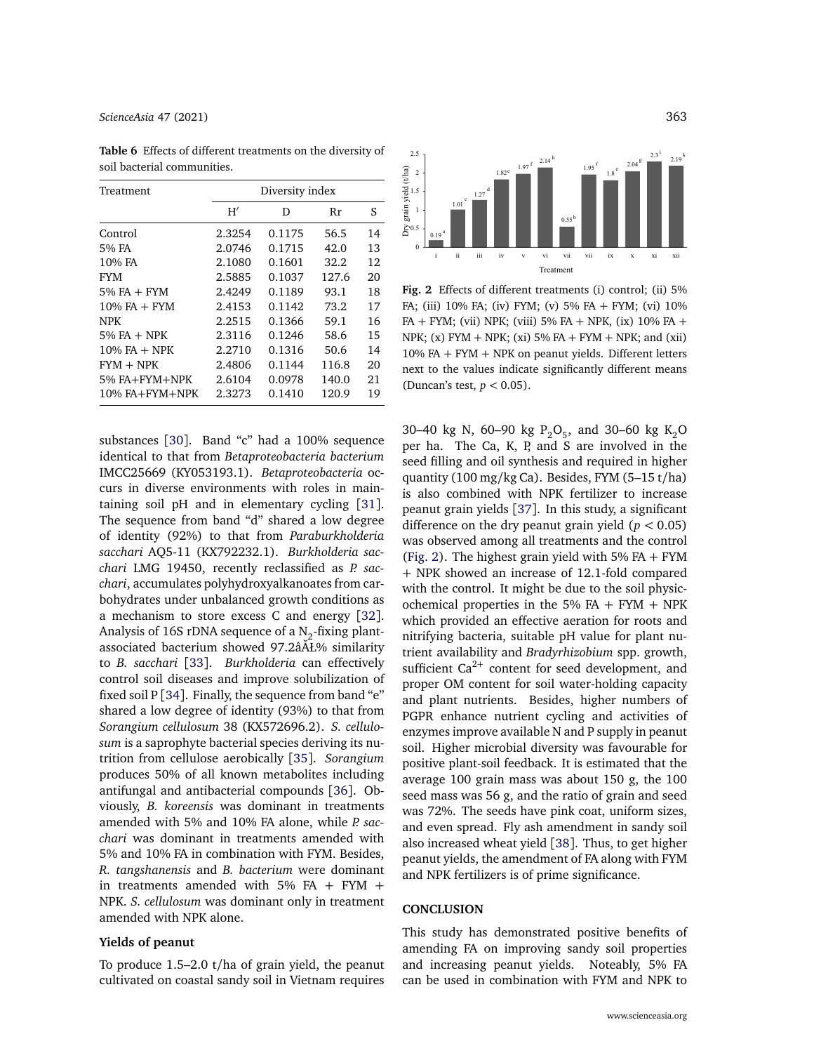**Table 6** Effects of different treatments on the diversity of soil bacterial communities.

| Treatment | Diversity index | | | |
|---|---|---|---|---|
| | H′ | D | Rr | S |
| Control | 2.3254 | 0.1175 | 56.5 | 14 |
| 5% FA | 2.0746 | 0.1715 | 42.0 | 13 |
| 10% FA | 2.1080 | 0.1601 | 32.2 | 12 |
| FYM | 2.5885 | 0.1037 | 127.6 | 20 |
| 5% FA + FYM | 2.4249 | 0.1189 | 93.1 | 18 |
| 10% FA + FYM | 2.4153 | 0.1142 | 73.2 | 17 |
| NPK | 2.2515 | 0.1366 | 59.1 | 16 |
| 5% FA + NPK | 2.3116 | 0.1246 | 58.6 | 15 |
| 10% FA + NPK | 2.2710 | 0.1316 | 50.6 | 14 |
| FYM + NPK | 2.4806 | 0.1144 | 116.8 | 20 |
| 5% FA+FYM+NPK | 2.6104 | 0.0978 | 140.0 | 21 |
| 10% FA+FYM+NPK | 2.3273 | 0.1410 | 120.9 | 19 |

substances [30]. Band "c" had a 100% sequence identical to that from *Betaproteobacteria bacterium* IMCC25669 (KY053193.1). *Betaproteobacteria* occurs in diverse environments with roles in maintaining soil pH and in elementary cycling [31]. The sequence from band "d" shared a low degree of identity (92%) to that from *Paraburkholderia sacchari* AQ5-11 (KX792232.1). *Burkholderia sacchari* LMG 19450, recently reclassified as *P. sacchari*, accumulates polyhydroxyalkanoates from carbohydrates under unbalanced growth conditions as a mechanism to store excess C and energy [32]. Analysis of 16S rDNA sequence of a $N_2$-fixing plant-associated bacterium showed 97.2âĂŁ% similarity to *B. sacchari* [33]. *Burkholderia* can effectively control soil diseases and improve solubilization of fixed soil P [34]. Finally, the sequence from band "e" shared a low degree of identity (93%) to that from *Sorangium cellulosum* 38 (KX572696.2). *S. cellulosum* is a saprophyte bacterial species deriving its nutrition from cellulose aerobically [35]. *Sorangium* produces 50% of all known metabolites including antifungal and antibacterial compounds [36]. Obviously, *B. koreensis* was dominant in treatments amended with 5% and 10% FA alone, while *P. sacchari* was dominant in treatments amended with 5% and 10% FA in combination with FYM. Besides, *R. tangshanensis* and *B. bacterium* were dominant in treatments amended with 5% FA + FYM + NPK. *S. cellulosum* was dominant only in treatment amended with NPK alone.

## Yields of peanut

To produce 1.5–2.0 t/ha of grain yield, the peanut cultivated on coastal sandy soil in Vietnam requires 30–40 kg N, 60–90 kg $P_2O_5$, and 30–60 kg $K_2O$ per ha. The Ca, K, P, and S are involved in the seed filling and oil synthesis and required in higher quantity (100 mg/kg Ca). Besides, FYM (5–15 t/ha) is also combined with NPK fertilizer to increase peanut grain yields [37]. In this study, a significant difference on the dry peanut grain yield ($p < 0.05$) was observed among all treatments and the control (Fig. 2). The highest grain yield with 5% FA + FYM + NPK showed an increase of 12.1-fold compared with the control. It might be due to the soil physicochemical properties in the 5% FA + FYM + NPK which provided an effective aeration for roots and nitrifying bacteria, suitable pH value for plant nutrient availability and *Bradyrhizobium* spp. growth, sufficient $Ca^{2+}$ content for seed development, and proper OM content for soil water-holding capacity and plant nutrients. Besides, higher numbers of PGPR enhance nutrient cycling and activities of enzymes improve available N and P supply in peanut soil. Higher microbial diversity was favourable for positive plant-soil feedback. It is estimated that the average 100 grain mass was about 150 g, the 100 seed mass was 56 g, and the ratio of grain and seed was 72%. The seeds have pink coat, uniform sizes, and even spread. Fly ash amendment in sandy soil also increased wheat yield [38]. Thus, to get higher peanut yields, the amendment of FA along with FYM and NPK fertilizers is of prime significance.

**Fig. 2** Effects of different treatments (i) control; (ii) 5% FA; (iii) 10% FA; (iv) FYM; (v) 5% FA + FYM; (vi) 10% FA + FYM; (vii) NPK; (viii) 5% FA + NPK, (ix) 10% FA + NPK; (x) FYM + NPK; (xi) 5% FA + FYM + NPK; and (xii) 10% FA + FYM + NPK on peanut yields. Different letters next to the values indicate significantly different means (Duncan's test, $p < 0.05$).

## CONCLUSION

This study has demonstrated positive benefits of amending FA on improving sandy soil properties and increasing peanut yields. Noteably, 5% FA can be used in combination with FYM and NPK to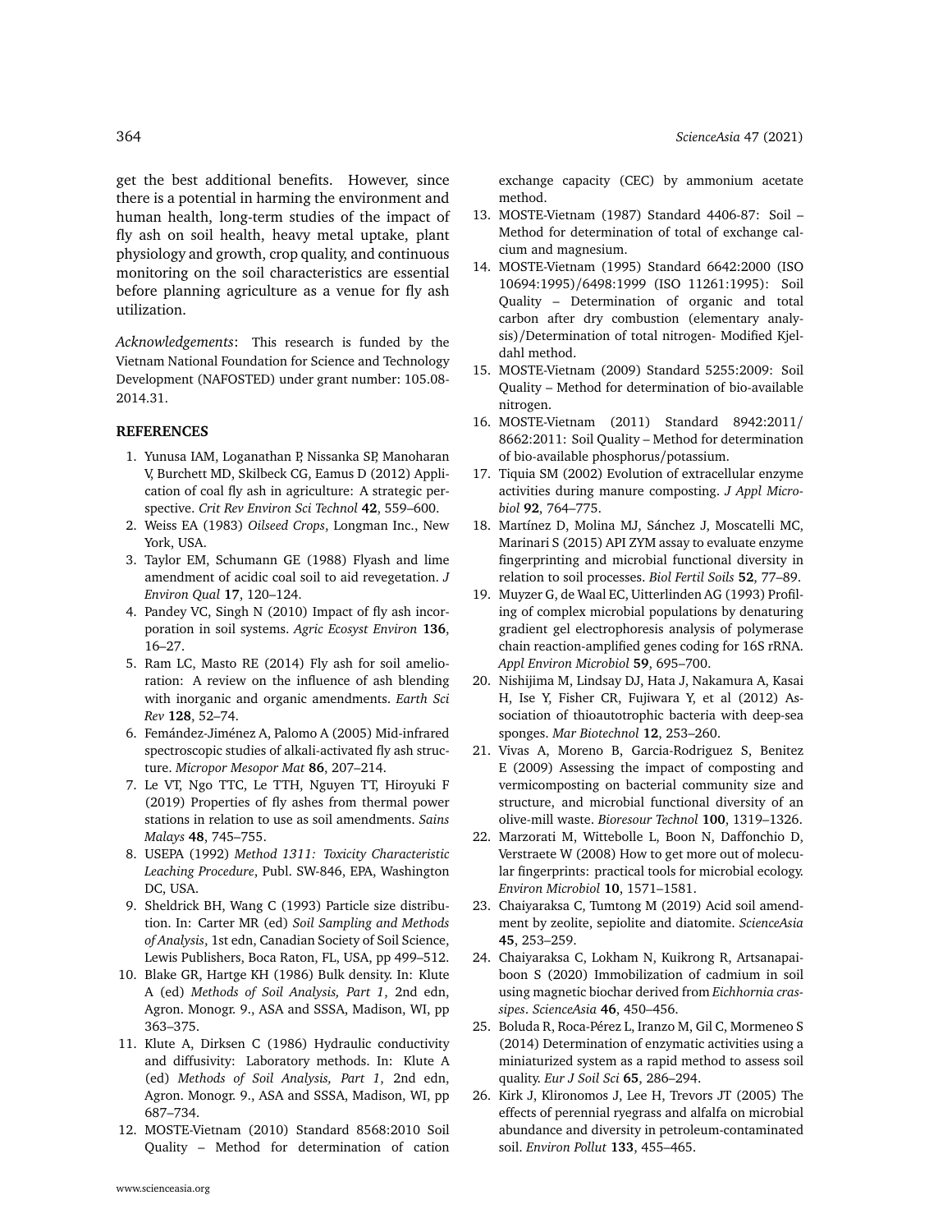get the best additional benefits. However, since there is a potential in harming the environment and human health, long-term studies of the impact of fly ash on soil health, heavy metal uptake, plant physiology and growth, crop quality, and continuous monitoring on the soil characteristics are essential before planning agriculture as a venue for fly ash utilization.

*Acknowledgements*: This research is funded by the Vietnam National Foundation for Science and Technology Development (NAFOSTED) under grant number: 105.08-2014.31.

## REFERENCES

1. Yunusa IAM, Loganathan P, Nissanka SP, Manoharan V, Burchett MD, Skilbeck CG, Eamus D (2012) Application of coal fly ash in agriculture: A strategic perspective. *Crit Rev Environ Sci Technol* **42**, 559–600.
2. Weiss EA (1983) *Oilseed Crops*, Longman Inc., New York, USA.
3. Taylor EM, Schumann GE (1988) Flyash and lime amendment of acidic coal soil to aid revegetation. *J Environ Qual* **17**, 120–124.
4. Pandey VC, Singh N (2010) Impact of fly ash incorporation in soil systems. *Agric Ecosyst Environ* **136**, 16–27.
5. Ram LC, Masto RE (2014) Fly ash for soil amelioration: A review on the influence of ash blending with inorganic and organic amendments. *Earth Sci Rev* **128**, 52–74.
6. Femández-Jiménez A, Palomo A (2005) Mid-infrared spectroscopic studies of alkali-activated fly ash structure. *Micropor Mesopor Mat* **86**, 207–214.
7. Le VT, Ngo TTC, Le TTH, Nguyen TT, Hiroyuki F (2019) Properties of fly ashes from thermal power stations in relation to use as soil amendments. *Sains Malays* **48**, 745–755.
8. USEPA (1992) *Method 1311: Toxicity Characteristic Leaching Procedure*, Publ. SW-846, EPA, Washington DC, USA.
9. Sheldrick BH, Wang C (1993) Particle size distribution. In: Carter MR (ed) *Soil Sampling and Methods of Analysis*, 1st edn, Canadian Society of Soil Science, Lewis Publishers, Boca Raton, FL, USA, pp 499–512.
10. Blake GR, Hartge KH (1986) Bulk density. In: Klute A (ed) *Methods of Soil Analysis, Part 1*, 2nd edn, Agron. Monogr. 9., ASA and SSSA, Madison, WI, pp 363–375.
11. Klute A, Dirksen C (1986) Hydraulic conductivity and diffusivity: Laboratory methods. In: Klute A (ed) *Methods of Soil Analysis, Part 1*, 2nd edn, Agron. Monogr. 9., ASA and SSSA, Madison, WI, pp 687–734.
12. MOSTE-Vietnam (2010) Standard 8568:2010 Soil Quality – Method for determination of cation exchange capacity (CEC) by ammonium acetate method.
13. MOSTE-Vietnam (1987) Standard 4406-87: Soil – Method for determination of total of exchange calcium and magnesium.
14. MOSTE-Vietnam (1995) Standard 6642:2000 (ISO 10694:1995)/6498:1999 (ISO 11261:1995): Soil Quality – Determination of organic and total carbon after dry combustion (elementary analysis)/Determination of total nitrogen- Modified Kjeldahl method.
15. MOSTE-Vietnam (2009) Standard 5255:2009: Soil Quality – Method for determination of bio-available nitrogen.
16. MOSTE-Vietnam (2011) Standard 8942:2011/ 8662:2011: Soil Quality – Method for determination of bio-available phosphorus/potassium.
17. Tiquia SM (2002) Evolution of extracellular enzyme activities during manure composting. *J Appl Microbiol* **92**, 764–775.
18. Martínez D, Molina MJ, Sánchez J, Moscatelli MC, Marinari S (2015) API ZYM assay to evaluate enzyme fingerprinting and microbial functional diversity in relation to soil processes. *Biol Fertil Soils* **52**, 77–89.
19. Muyzer G, de Waal EC, Uitterlinden AG (1993) Profiling of complex microbial populations by denaturing gradient gel electrophoresis analysis of polymerase chain reaction-amplified genes coding for 16S rRNA. *Appl Environ Microbiol* **59**, 695–700.
20. Nishijima M, Lindsay DJ, Hata J, Nakamura A, Kasai H, Ise Y, Fisher CR, Fujiwara Y, et al (2012) Association of thioautotrophic bacteria with deep-sea sponges. *Mar Biotechnol* **12**, 253–260.
21. Vivas A, Moreno B, Garcia-Rodriguez S, Benitez E (2009) Assessing the impact of composting and vermicomposting on bacterial community size and structure, and microbial functional diversity of an olive-mill waste. *Bioresour Technol* **100**, 1319–1326.
22. Marzorati M, Wittebolle L, Boon N, Daffonchio D, Verstraete W (2008) How to get more out of molecular fingerprints: practical tools for microbial ecology. *Environ Microbiol* **10**, 1571–1581.
23. Chaiyaraksa C, Tumtong M (2019) Acid soil amendment by zeolite, sepiolite and diatomite. *ScienceAsia* **45**, 253–259.
24. Chaiyaraksa C, Lokham N, Kuikrong R, Artsanapaiboon S (2020) Immobilization of cadmium in soil using magnetic biochar derived from *Eichhornia crassipes*. *ScienceAsia* **46**, 450–456.
25. Boluda R, Roca-Pérez L, Iranzo M, Gil C, Mormeneo S (2014) Determination of enzymatic activities using a miniaturized system as a rapid method to assess soil quality. *Eur J Soil Sci* **65**, 286–294.
26. Kirk J, Klironomos J, Lee H, Trevors JT (2005) The effects of perennial ryegrass and alfalfa on microbial abundance and diversity in petroleum-contaminated soil. *Environ Pollut* **133**, 455–465.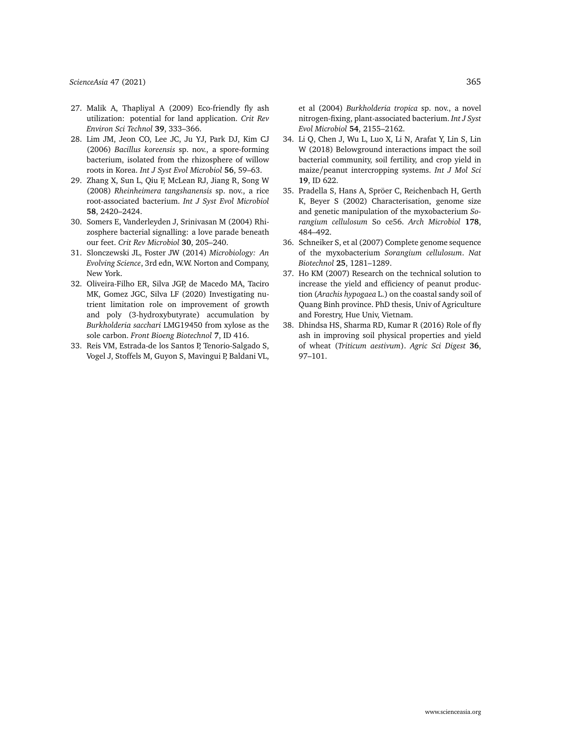27. Malik A, Thapliyal A (2009) Eco-friendly fly ash utilization: potential for land application. *Crit Rev Environ Sci Technol* **39**, 333–366.
28. Lim JM, Jeon CO, Lee JC, Ju YJ, Park DJ, Kim CJ (2006) *Bacillus koreensis* sp. nov., a spore-forming bacterium, isolated from the rhizosphere of willow roots in Korea. *Int J Syst Evol Microbiol* **56**, 59–63.
29. Zhang X, Sun L, Qiu F, McLean RJ, Jiang R, Song W (2008) *Rheinheimera tangshanensis* sp. nov., a rice root-associated bacterium. *Int J Syst Evol Microbiol* **58**, 2420–2424.
30. Somers E, Vanderleyden J, Srinivasan M (2004) Rhizosphere bacterial signalling: a love parade beneath our feet. *Crit Rev Microbiol* **30**, 205–240.
31. Slonczewski JL, Foster JW (2014) *Microbiology: An Evolving Science*, 3rd edn, W.W. Norton and Company, New York.
32. Oliveira-Filho ER, Silva JGP, de Macedo MA, Taciro MK, Gomez JGC, Silva LF (2020) Investigating nutrient limitation role on improvement of growth and poly (3-hydroxybutyrate) accumulation by *Burkholderia sacchari* LMG19450 from xylose as the sole carbon. *Front Bioeng Biotechnol* **7**, ID 416.
33. Reis VM, Estrada-de los Santos P, Tenorio-Salgado S, Vogel J, Stoffels M, Guyon S, Mavingui P, Baldani VL, et al (2004) *Burkholderia tropica* sp. nov., a novel nitrogen-fixing, plant-associated bacterium. *Int J Syst Evol Microbiol* **54**, 2155–2162.
34. Li Q, Chen J, Wu L, Luo X, Li N, Arafat Y, Lin S, Lin W (2018) Belowground interactions impact the soil bacterial community, soil fertility, and crop yield in maize/peanut intercropping systems. *Int J Mol Sci* **19**, ID 622.
35. Pradella S, Hans A, Spröer C, Reichenbach H, Gerth K, Beyer S (2002) Characterisation, genome size and genetic manipulation of the myxobacterium *Sorangium cellulosum* So ce56. *Arch Microbiol* **178**, 484–492.
36. Schneiker S, et al (2007) Complete genome sequence of the myxobacterium *Sorangium cellulosum*. *Nat Biotechnol* **25**, 1281–1289.
37. Ho KM (2007) Research on the technical solution to increase the yield and efficiency of peanut production (*Arachis hypogaea* L.) on the coastal sandy soil of Quang Binh province. PhD thesis, Univ of Agriculture and Forestry, Hue Univ, Vietnam.
38. Dhindsa HS, Sharma RD, Kumar R (2016) Role of fly ash in improving soil physical properties and yield of wheat (*Triticum aestivum*). *Agric Sci Digest* **36**, 97–101.